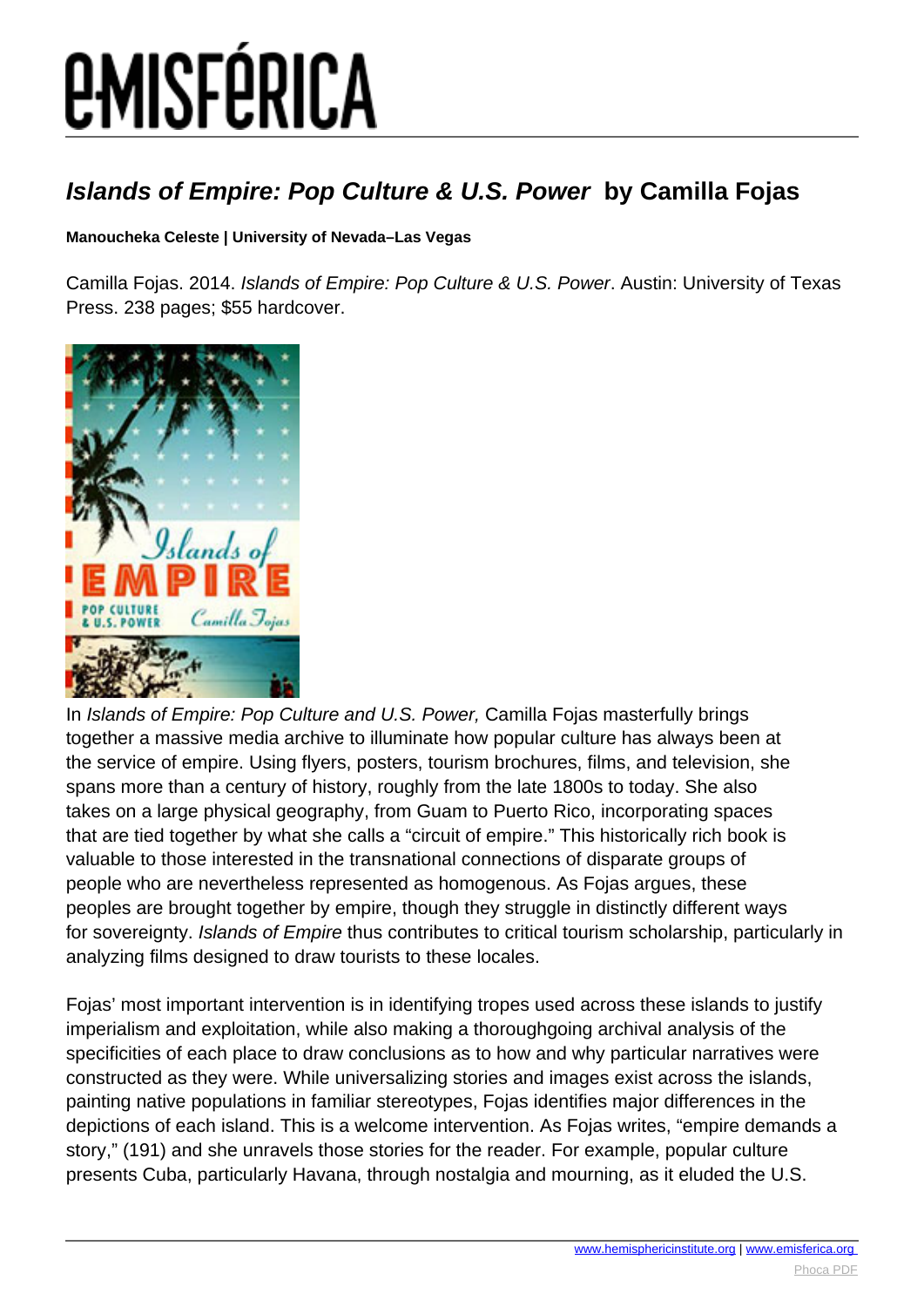# *Islands of Empire: Pop Culture & U.S. Power* by Camilla Fojas

**Manoucheka Celeste | University of Nevada–Las Vegas**

Camilla Fojas. 2014. *Islands of Empire: Pop Culture & U.S. Power*. Austin: University of Texas Press. 238 pages; $55 hardcover.

In *Islands of Empire: Pop Culture and U.S. Power,* Camilla Fojas masterfully brings together a massive media archive to illuminate how popular culture has always been at the service of empire. Using flyers, posters, tourism brochures, films, and television, she spans more than a century of history, roughly from the late 1800s to today. She also takes on a large physical geography, from Guam to Puerto Rico, incorporating spaces that are tied together by what she calls a "circuit of empire." This historically rich book is valuable to those interested in the transnational connections of disparate groups of people who are nevertheless represented as homogenous. As Fojas argues, these peoples are brought together by empire, though they struggle in distinctly different ways for sovereignty. *Islands of Empire* thus contributes to critical tourism scholarship, particularly in analyzing films designed to draw tourists to these locales.

Fojas' most important intervention is in identifying tropes used across these islands to justify imperialism and exploitation, while also making a thoroughgoing archival analysis of the specificities of each place to draw conclusions as to how and why particular narratives were constructed as they were. While universalizing stories and images exist across the islands, painting native populations in familiar stereotypes, Fojas identifies major differences in the depictions of each island. This is a welcome intervention. As Fojas writes, "empire demands a story," (191) and she unravels those stories for the reader. For example, popular culture presents Cuba, particularly Havana, through nostalgia and mourning, as it eluded the U.S.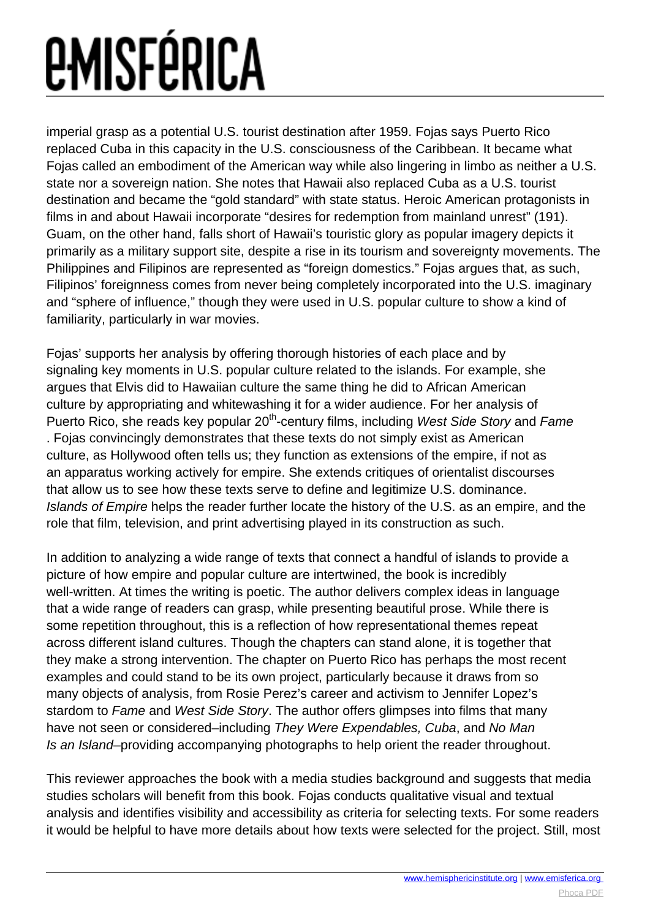imperial grasp as a potential U.S. tourist destination after 1959. Fojas says Puerto Rico replaced Cuba in this capacity in the U.S. consciousness of the Caribbean. It became what Fojas called an embodiment of the American way while also lingering in limbo as neither a U.S. state nor a sovereign nation. She notes that Hawaii also replaced Cuba as a U.S. tourist destination and became the "gold standard" with state status. Heroic American protagonists in films in and about Hawaii incorporate "desires for redemption from mainland unrest" (191). Guam, on the other hand, falls short of Hawaii's touristic glory as popular imagery depicts it primarily as a military support site, despite a rise in its tourism and sovereignty movements. The Philippines and Filipinos are represented as "foreign domestics." Fojas argues that, as such, Filipinos' foreignness comes from never being completely incorporated into the U.S. imaginary and "sphere of influence," though they were used in U.S. popular culture to show a kind of familiarity, particularly in war movies.

Fojas' supports her analysis by offering thorough histories of each place and by signaling key moments in U.S. popular culture related to the islands. For example, she argues that Elvis did to Hawaiian culture the same thing he did to African American culture by appropriating and whitewashing it for a wider audience. For her analysis of Puerto Rico, she reads key popular 20th-century films, including *West Side Story* and *Fame*. Fojas convincingly demonstrates that these texts do not simply exist as American culture, as Hollywood often tells us; they function as extensions of the empire, if not as an apparatus working actively for empire. She extends critiques of orientalist discourses that allow us to see how these texts serve to define and legitimize U.S. dominance. *Islands of Empire* helps the reader further locate the history of the U.S. as an empire, and the role that film, television, and print advertising played in its construction as such.

In addition to analyzing a wide range of texts that connect a handful of islands to provide a picture of how empire and popular culture are intertwined, the book is incredibly well-written. At times the writing is poetic. The author delivers complex ideas in language that a wide range of readers can grasp, while presenting beautiful prose. While there is some repetition throughout, this is a reflection of how representational themes repeat across different island cultures. Though the chapters can stand alone, it is together that they make a strong intervention. The chapter on Puerto Rico has perhaps the most recent examples and could stand to be its own project, particularly because it draws from so many objects of analysis, from Rosie Perez's career and activism to Jennifer Lopez's stardom to *Fame* and *West Side Story*. The author offers glimpses into films that many have not seen or considered–including *They Were Expendables, Cuba*, and *No Man Is an Island*–providing accompanying photographs to help orient the reader throughout.

This reviewer approaches the book with a media studies background and suggests that media studies scholars will benefit from this book. Fojas conducts qualitative visual and textual analysis and identifies visibility and accessibility as criteria for selecting texts. For some readers it would be helpful to have more details about how texts were selected for the project. Still, most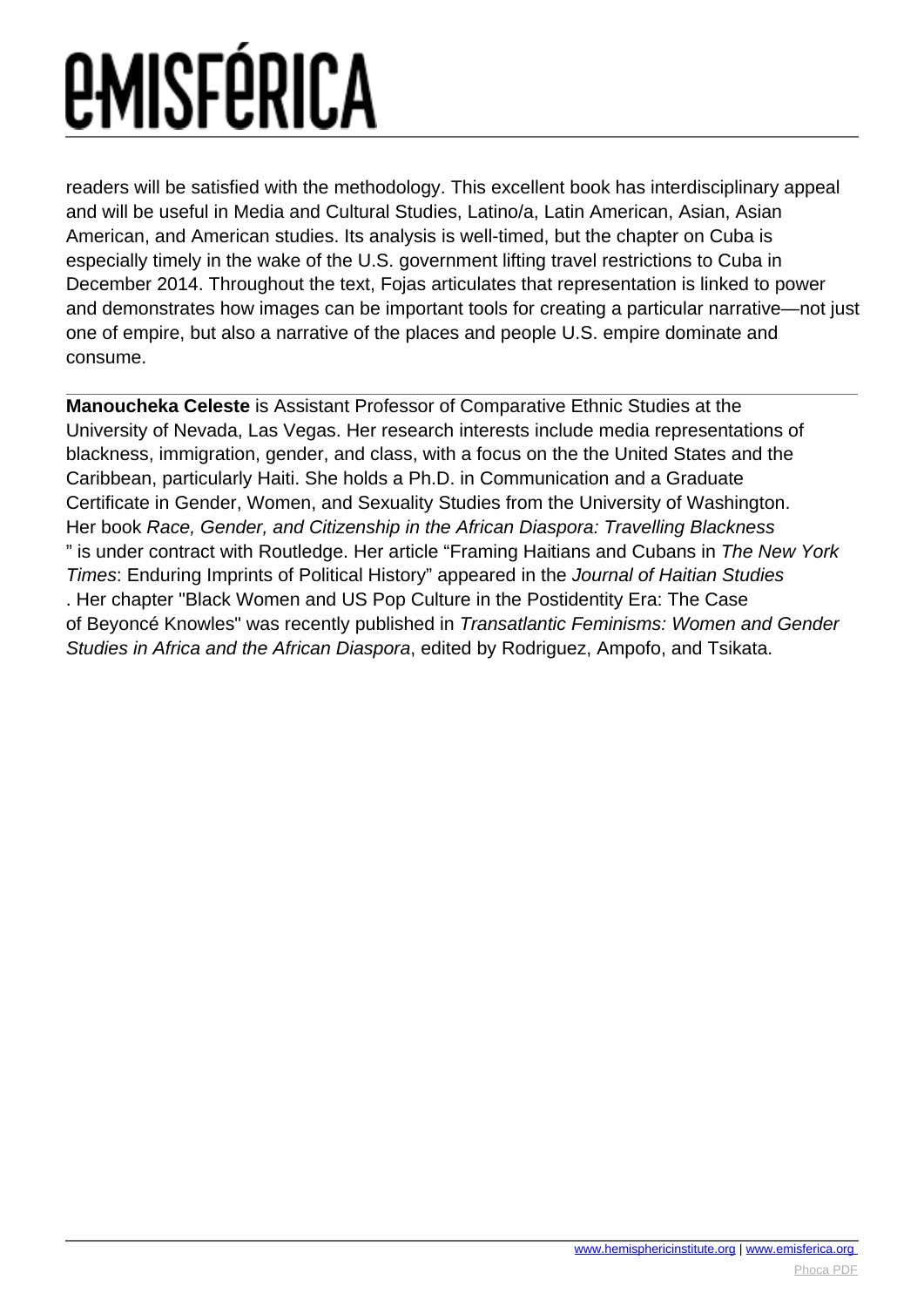readers will be satisfied with the methodology. This excellent book has interdisciplinary appeal and will be useful in Media and Cultural Studies, Latino/a, Latin American, Asian, Asian American, and American studies. Its analysis is well-timed, but the chapter on Cuba is especially timely in the wake of the U.S. government lifting travel restrictions to Cuba in December 2014. Throughout the text, Fojas articulates that representation is linked to power and demonstrates how images can be important tools for creating a particular narrative—not just one of empire, but also a narrative of the places and people U.S. empire dominate and consume.

---

**Manoucheka Celeste** is Assistant Professor of Comparative Ethnic Studies at the University of Nevada, Las Vegas. Her research interests include media representations of blackness, immigration, gender, and class, with a focus on the the United States and the Caribbean, particularly Haiti. She holds a Ph.D. in Communication and a Graduate Certificate in Gender, Women, and Sexuality Studies from the University of Washington. Her book *Race, Gender, and Citizenship in the African Diaspora: Travelling Blackness* " is under contract with Routledge. Her article "Framing Haitians and Cubans in *The New York Times*: Enduring Imprints of Political History" appeared in the *Journal of Haitian Studies*. Her chapter "Black Women and US Pop Culture in the Postidentity Era: The Case of Beyoncé Knowles" was recently published in *Transatlantic Feminisms: Women and Gender Studies in Africa and the African Diaspora*, edited by Rodriguez, Ampofo, and Tsikata.